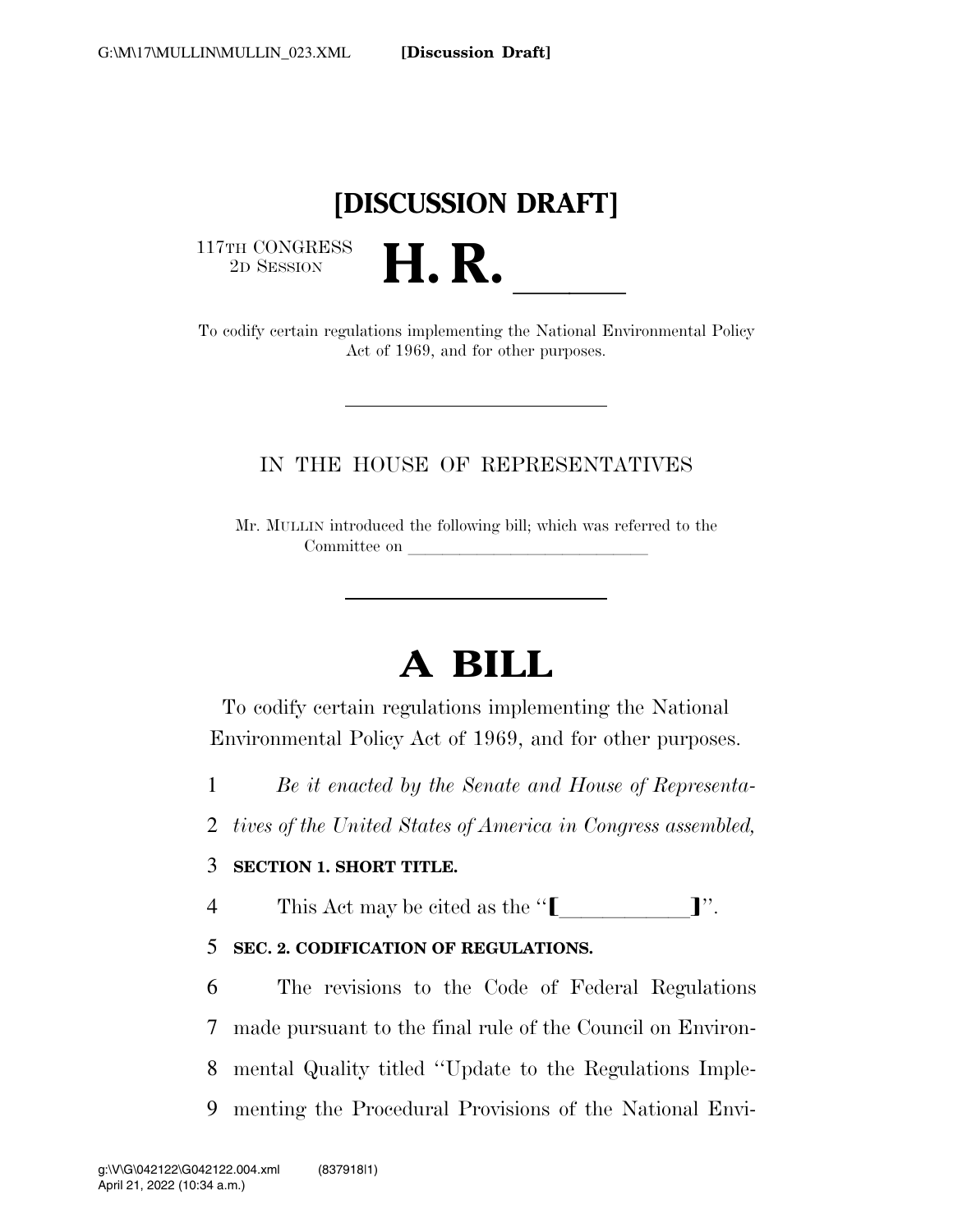# [DISCUSSION DRAFT]

117TH CONGRESS
2D SESSION

# H. R. \_\_\_\_\_\_

To codify certain regulations implementing the National Environmental Policy Act of 1969, and for other purposes.

IN THE HOUSE OF REPRESENTATIVES

Mr. MULLIN introduced the following bill; which was referred to the Committee on \_\_\_\_\_\_\_\_\_\_\_\_\_\_\_\_\_\_\_\_\_\_\_\_\_\_\_\_

# A BILL

To codify certain regulations implementing the National Environmental Policy Act of 1969, and for other purposes.

1 *Be it enacted by the Senate and House of Representa-*
2 *tives of the United States of America in Congress assembled,*

3 **SECTION 1. SHORT TITLE.**

4 This Act may be cited as the "[\_\_\_\_\_\_\_\_\_\_\_\_]".

5 **SEC. 2. CODIFICATION OF REGULATIONS.**

6 The revisions to the Code of Federal Regulations
7 made pursuant to the final rule of the Council on Environ-
8 mental Quality titled "Update to the Regulations Imple-
9 menting the Procedural Provisions of the National Envi-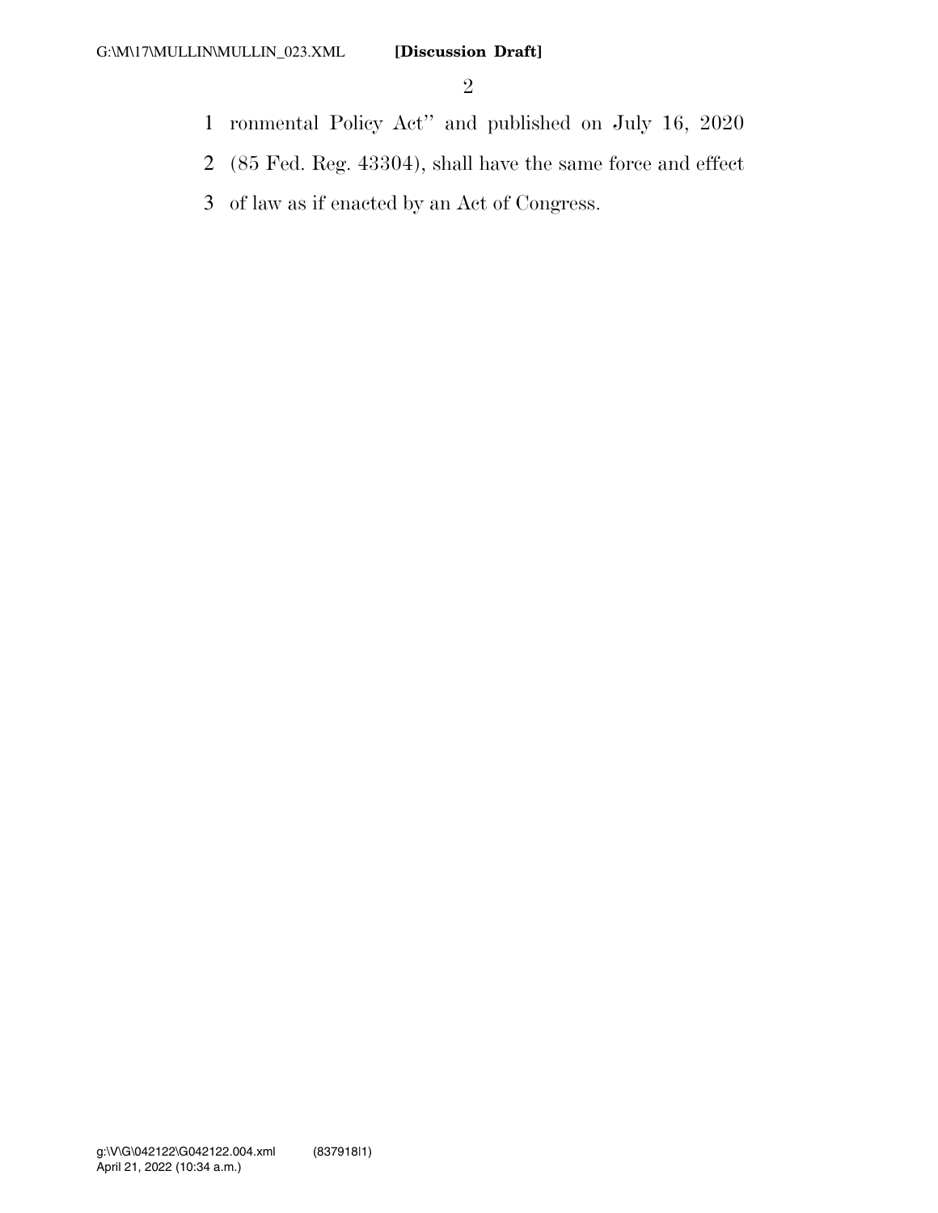ronmental Policy Act'' and published on July 16, 2020 (85 Fed. Reg. 43304), shall have the same force and effect of law as if enacted by an Act of Congress.